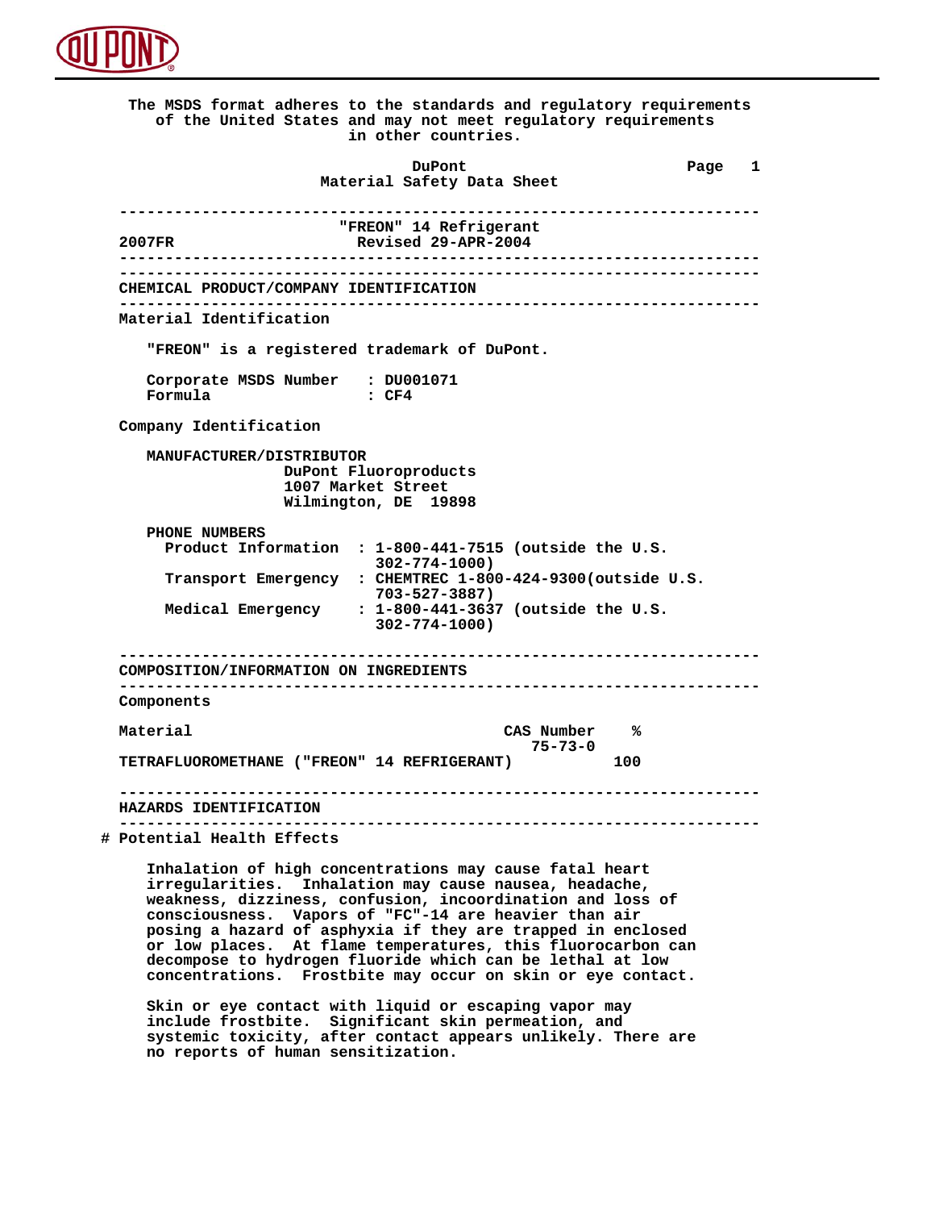The MSDS format adheres to the standards and regulatory requirements of the United States and may not meet regulatory requirements in other countries.

DuPont
Material Safety Data Sheet

# "FREON" 14 Refrigerant

2007FR — Revised 29-APR-2004

## CHEMICAL PRODUCT/COMPANY IDENTIFICATION

### Material Identification

"FREON" is a registered trademark of DuPont.

Corporate MSDS Number : DU001071
Formula : $CF_4$

### Company Identification

MANUFACTURER/DISTRIBUTOR
DuPont Fluoroproducts
1007 Market Street
Wilmington, DE 19898

PHONE NUMBERS
Product Information : 1-800-441-7515 (outside the U.S. 302-774-1000)
Transport Emergency : CHEMTREC 1-800-424-9300(outside U.S. 703-527-3887)
Medical Emergency : 1-800-441-3637 (outside the U.S. 302-774-1000)

## COMPOSITION/INFORMATION ON INGREDIENTS

### Components

| Material | CAS Number | % |
|---|---|---|
| TETRAFLUOROMETHANE ("FREON" 14 REFRIGERANT) | 75-73-0 | 100 |

## HAZARDS IDENTIFICATION

### # Potential Health Effects

Inhalation of high concentrations may cause fatal heart irregularities. Inhalation may cause nausea, headache, weakness, dizziness, confusion, incoordination and loss of consciousness. Vapors of "FC"-14 are heavier than air posing a hazard of asphyxia if they are trapped in enclosed or low places. At flame temperatures, this fluorocarbon can decompose to hydrogen fluoride which can be lethal at low concentrations. Frostbite may occur on skin or eye contact.

Skin or eye contact with liquid or escaping vapor may include frostbite. Significant skin permeation, and systemic toxicity, after contact appears unlikely. There are no reports of human sensitization.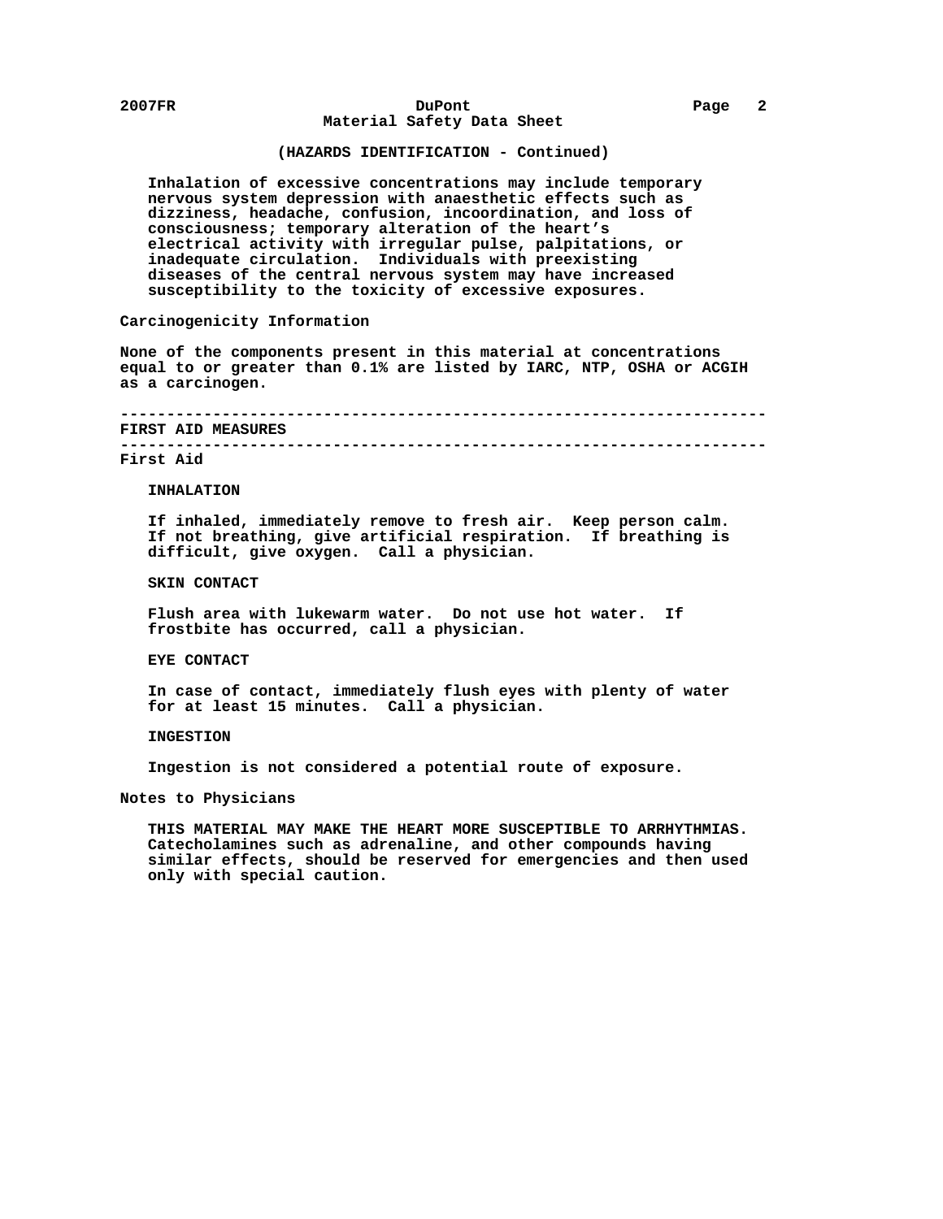(HAZARDS IDENTIFICATION - Continued)

Inhalation of excessive concentrations may include temporary nervous system depression with anaesthetic effects such as dizziness, headache, confusion, incoordination, and loss of consciousness; temporary alteration of the heart's electrical activity with irregular pulse, palpitations, or inadequate circulation. Individuals with preexisting diseases of the central nervous system may have increased susceptibility to the toxicity of excessive exposures.

### Carcinogenicity Information

None of the components present in this material at concentrations equal to or greater than 0.1% are listed by IARC, NTP, OSHA or ACGIH as a carcinogen.

---

## FIRST AID MEASURES

---

### First Aid

**INHALATION**

If inhaled, immediately remove to fresh air. Keep person calm. If not breathing, give artificial respiration. If breathing is difficult, give oxygen. Call a physician.

**SKIN CONTACT**

Flush area with lukewarm water. Do not use hot water. If frostbite has occurred, call a physician.

**EYE CONTACT**

In case of contact, immediately flush eyes with plenty of water for at least 15 minutes. Call a physician.

**INGESTION**

Ingestion is not considered a potential route of exposure.

### Notes to Physicians

THIS MATERIAL MAY MAKE THE HEART MORE SUSCEPTIBLE TO ARRHYTHMIAS. Catecholamines such as adrenaline, and other compounds having similar effects, should be reserved for emergencies and then used only with special caution.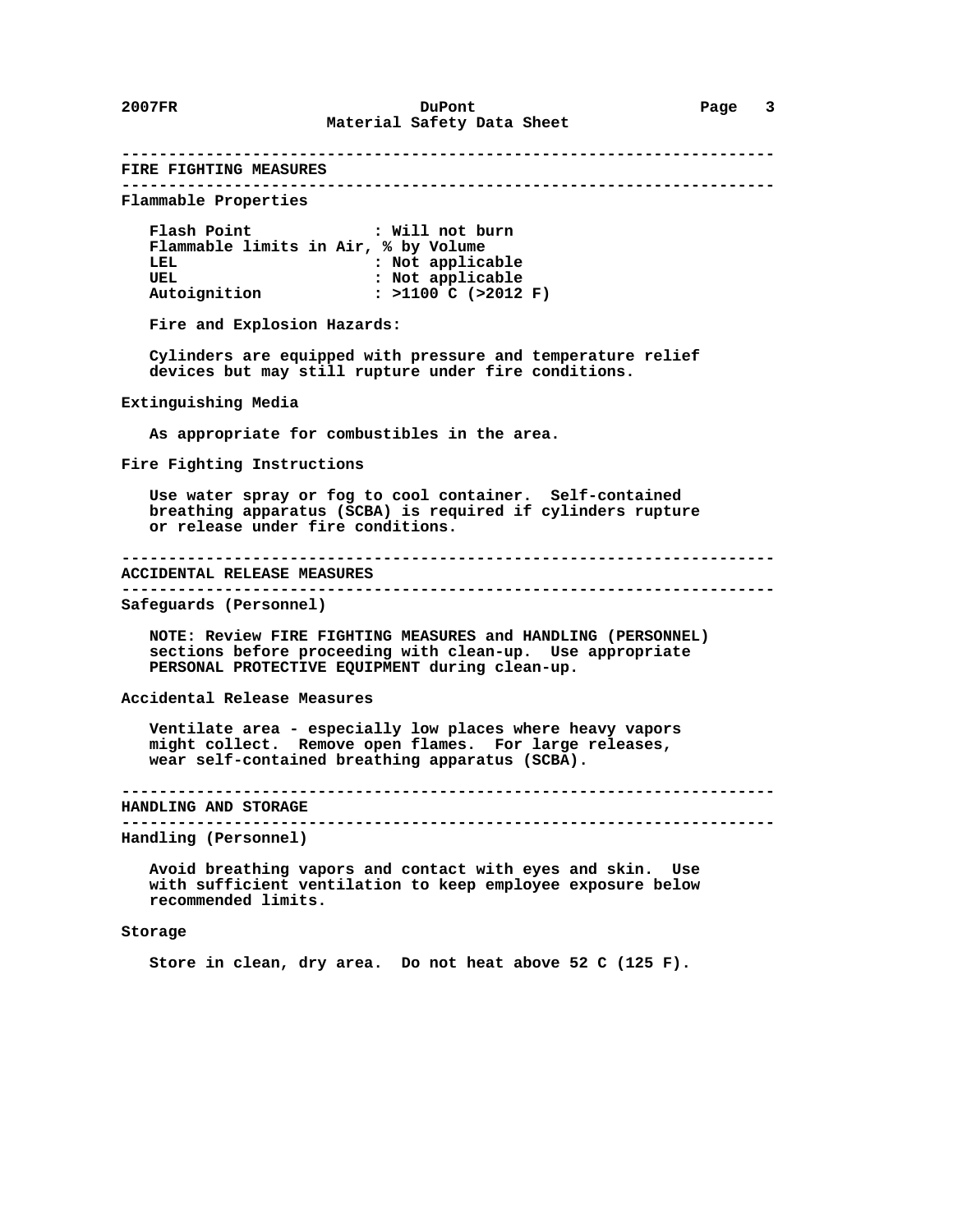## FIRE FIGHTING MEASURES

### Flammable Properties

| Property | Value |
|---|---|
| Flash Point | Will not burn |
| Flammable limits in Air, % by Volume | |
| LEL | Not applicable |
| UEL | Not applicable |
| Autoignition | >1100 C (>2012 F) |

**Fire and Explosion Hazards:**

Cylinders are equipped with pressure and temperature relief devices but may still rupture under fire conditions.

### Extinguishing Media

As appropriate for combustibles in the area.

### Fire Fighting Instructions

Use water spray or fog to cool container. Self-contained breathing apparatus (SCBA) is required if cylinders rupture or release under fire conditions.

## ACCIDENTAL RELEASE MEASURES

### Safeguards (Personnel)

NOTE: Review FIRE FIGHTING MEASURES and HANDLING (PERSONNEL) sections before proceeding with clean-up. Use appropriate PERSONAL PROTECTIVE EQUIPMENT during clean-up.

### Accidental Release Measures

Ventilate area - especially low places where heavy vapors might collect. Remove open flames. For large releases, wear self-contained breathing apparatus (SCBA).

## HANDLING AND STORAGE

### Handling (Personnel)

Avoid breathing vapors and contact with eyes and skin. Use with sufficient ventilation to keep employee exposure below recommended limits.

### Storage

Store in clean, dry area. Do not heat above 52 C (125 F).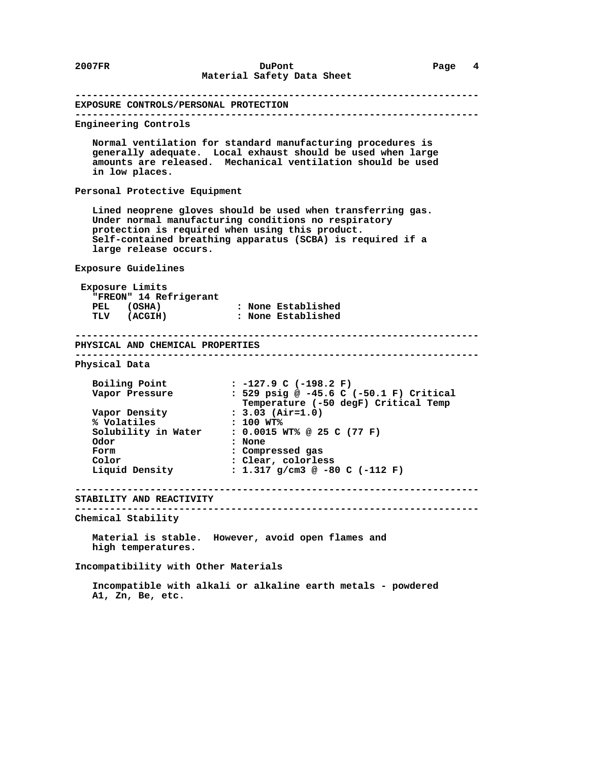## EXPOSURE CONTROLS/PERSONAL PROTECTION

### Engineering Controls

Normal ventilation for standard manufacturing procedures is generally adequate. Local exhaust should be used when large amounts are released. Mechanical ventilation should be used in low places.

### Personal Protective Equipment

Lined neoprene gloves should be used when transferring gas. Under normal manufacturing conditions no respiratory protection is required when using this product. Self-contained breathing apparatus (SCBA) is required if a large release occurs.

### Exposure Guidelines

**Exposure Limits**

"FREON" 14 Refrigerant

| | |
|---|---|
| PEL (OSHA) | : None Established |
| TLV (ACGIH) | : None Established |

## PHYSICAL AND CHEMICAL PROPERTIES

### Physical Data

| | |
|---|---|
| Boiling Point | : -127.9 C (-198.2 F) |
| Vapor Pressure | : 529 psig @ -45.6 C (-50.1 F) Critical Temperature (-50 degF) Critical Temp |
| Vapor Density | : 3.03 (Air=1.0) |
| % Volatiles | : 100 WT% |
| Solubility in Water | : 0.0015 WT% @ 25 C (77 F) |
| Odor | : None |
| Form | : Compressed gas |
| Color | : Clear, colorless |
| Liquid Density | : 1.317 g/cm3 @ -80 C (-112 F) |

## STABILITY AND REACTIVITY

### Chemical Stability

Material is stable. However, avoid open flames and high temperatures.

### Incompatibility with Other Materials

Incompatible with alkali or alkaline earth metals - powdered A1, Zn, Be, etc.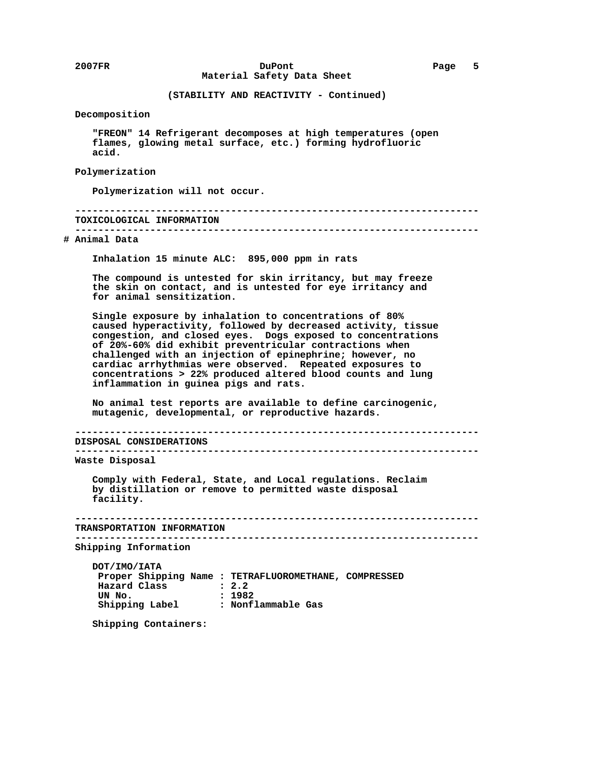(STABILITY AND REACTIVITY - Continued)

**Decomposition**

"FREON" 14 Refrigerant decomposes at high temperatures (open flames, glowing metal surface, etc.) forming hydrofluoric acid.

**Polymerization**

Polymerization will not occur.

---

## TOXICOLOGICAL INFORMATION

---

# Animal Data

Inhalation 15 minute ALC: 895,000 ppm in rats

The compound is untested for skin irritancy, but may freeze the skin on contact, and is untested for eye irritancy and for animal sensitization.

Single exposure by inhalation to concentrations of 80% caused hyperactivity, followed by decreased activity, tissue congestion, and closed eyes. Dogs exposed to concentrations of 20%-60% did exhibit preventricular contractions when challenged with an injection of epinephrine; however, no cardiac arrhythmias were observed. Repeated exposures to concentrations > 22% produced altered blood counts and lung inflammation in guinea pigs and rats.

No animal test reports are available to define carcinogenic, mutagenic, developmental, or reproductive hazards.

---

## DISPOSAL CONSIDERATIONS

---

**Waste Disposal**

Comply with Federal, State, and Local regulations. Reclaim by distillation or remove to permitted waste disposal facility.

---

## TRANSPORTATION INFORMATION

---

**Shipping Information**

DOT/IMO/IATA

| | |
|---|---|
| Proper Shipping Name | TETRAFLUOROMETHANE, COMPRESSED |
| Hazard Class | 2.2 |
| UN No. | 1982 |
| Shipping Label | Nonflammable Gas |

Shipping Containers: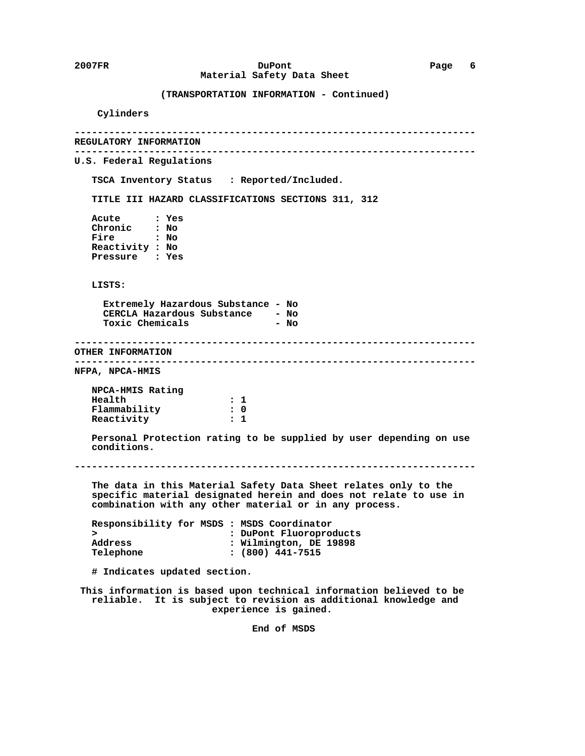(TRANSPORTATION INFORMATION - Continued)

Cylinders

---

## REGULATORY INFORMATION

---

### U.S. Federal Regulations

TSCA Inventory Status : Reported/Included.

TITLE III HAZARD CLASSIFICATIONS SECTIONS 311, 312

Acute : Yes
Chronic : No
Fire : No
Reactivity : No
Pressure : Yes

LISTS:

Extremely Hazardous Substance - No
CERCLA Hazardous Substance - No
Toxic Chemicals - No

---

## OTHER INFORMATION

---

### NFPA, NPCA-HMIS

NPCA-HMIS Rating
Health : 1
Flammability : 0
Reactivity : 1

Personal Protection rating to be supplied by user depending on use conditions.

---

The data in this Material Safety Data Sheet relates only to the specific material designated herein and does not relate to use in combination with any other material or in any process.

Responsibility for MSDS : MSDS Coordinator
\> : DuPont Fluoroproducts
Address : Wilmington, DE 19898
Telephone : (800) 441-7515

# Indicates updated section.

This information is based upon technical information believed to be reliable. It is subject to revision as additional knowledge and experience is gained.

End of MSDS